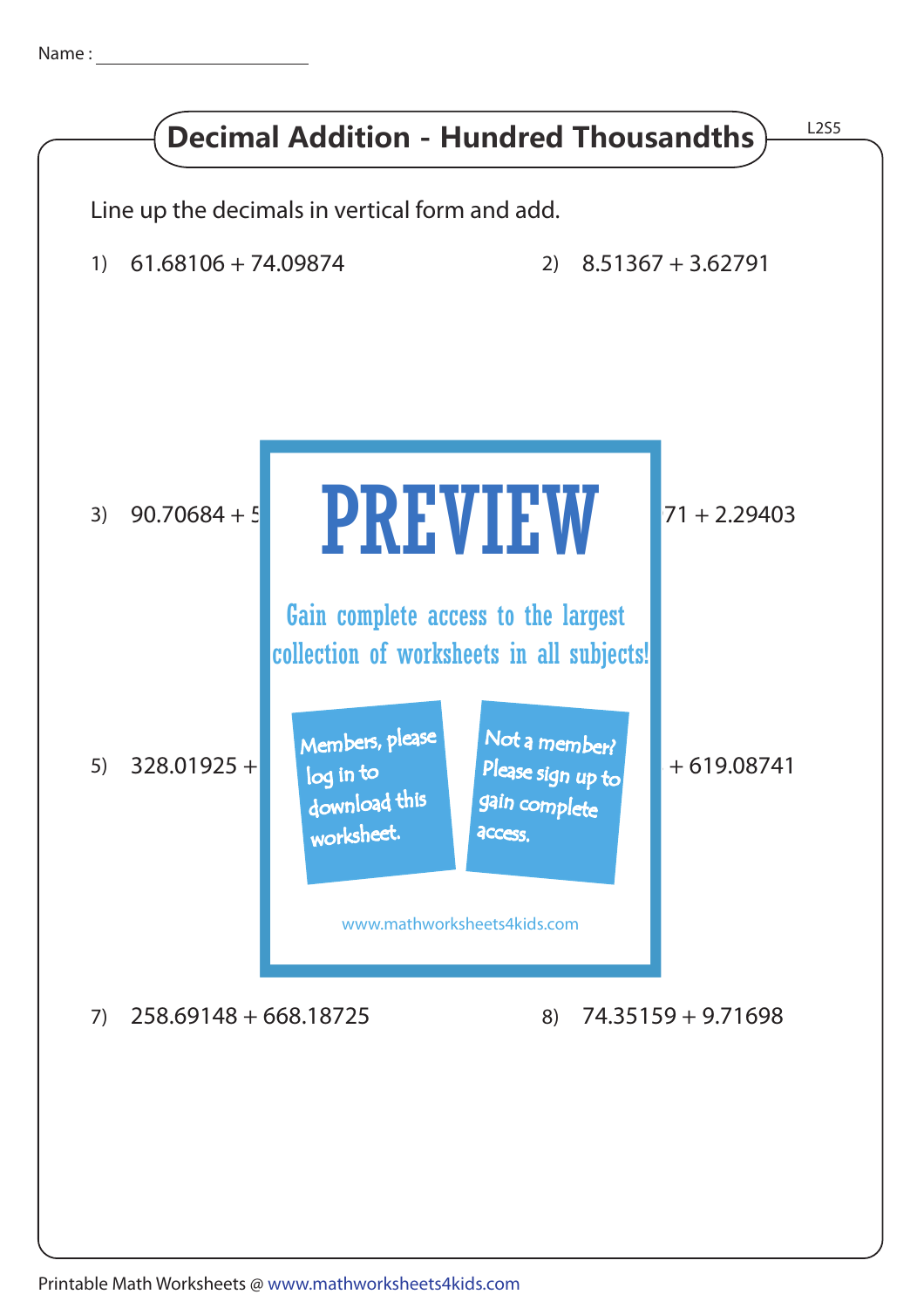Name : ______________________

# Decimal Addition - Hundred Thousandths

L2S5

Line up the decimals in vertical form and add.

1) 61.68106 + 74.09874

2) 8.51367 + 3.62791

3) 90.70684 + 5

71 + 2.29403

PREVIEW

Gain complete access to the largest collection of worksheets in all subjects!

Members, please log in to download this worksheet.

Not a member? Please sign up to gain complete access.

www.mathworksheets4kids.com

5) 328.01925 +

+ 619.08741

7) 258.69148 + 668.18725

8) 74.35159 + 9.71698

Printable Math Worksheets @ www.mathworksheets4kids.com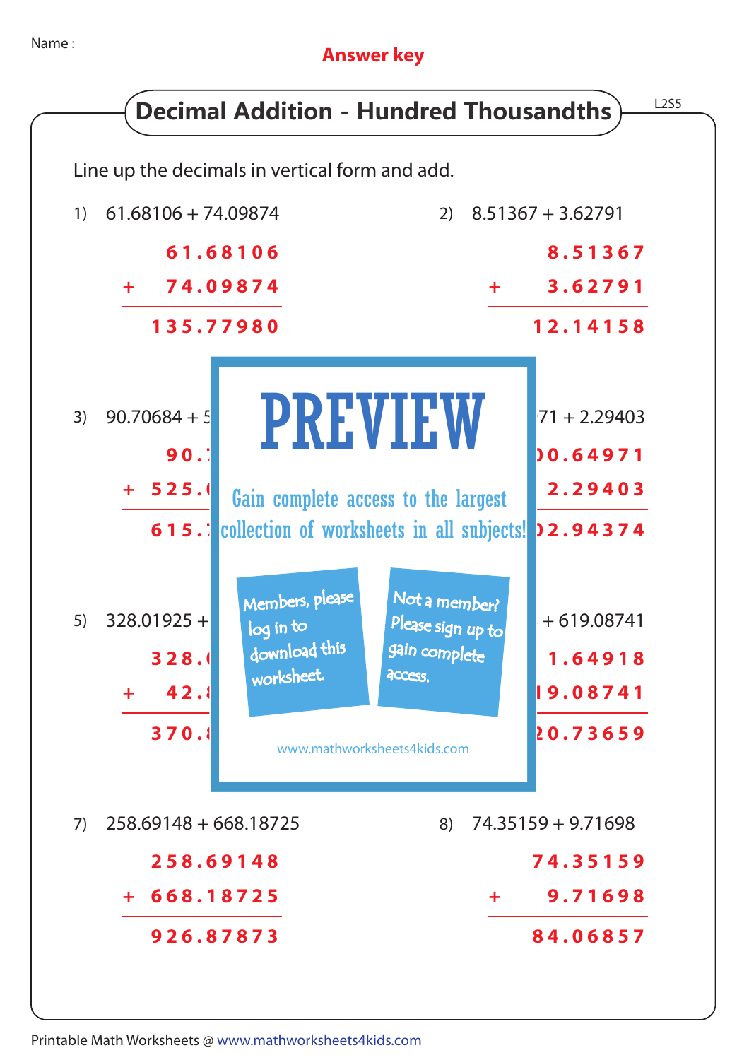Name : ____________________

**Answer key**

# Decimal Addition - Hundred Thousandths

L2S5

Line up the decimals in vertical form and add.

1) 61.68106 + 74.09874

```
    61.68106
+   74.09874
------------
   135.77980
```

2) 8.51367 + 3.62791

```
     8.51367
+    3.62791
------------
    12.14158
```

3) 90.70684 + 5

```
    90.7
+  525.(
------------
   615.7
```

4) 71 + 2.29403

```
    )0.64971
     2.29403
------------
    )2.94374
```

PREVIEW

Gain complete access to the largest collection of worksheets in all subjects!

Members, please log in to download this worksheet.

Not a member? Please sign up to gain complete access.

www.mathworksheets4kids.com

5) 328.01925 +

```
   328.(
+   42.8
------------
   370.8
```

6) + 619.08741

```
     1.64918
    19.08741
------------
    20.73659
```

7) 258.69148 + 668.18725

```
   258.69148
+  668.18725
------------
   926.87873
```

8) 74.35159 + 9.71698

```
    74.35159
+    9.71698
------------
    84.06857
```

Printable Math Worksheets @ www.mathworksheets4kids.com